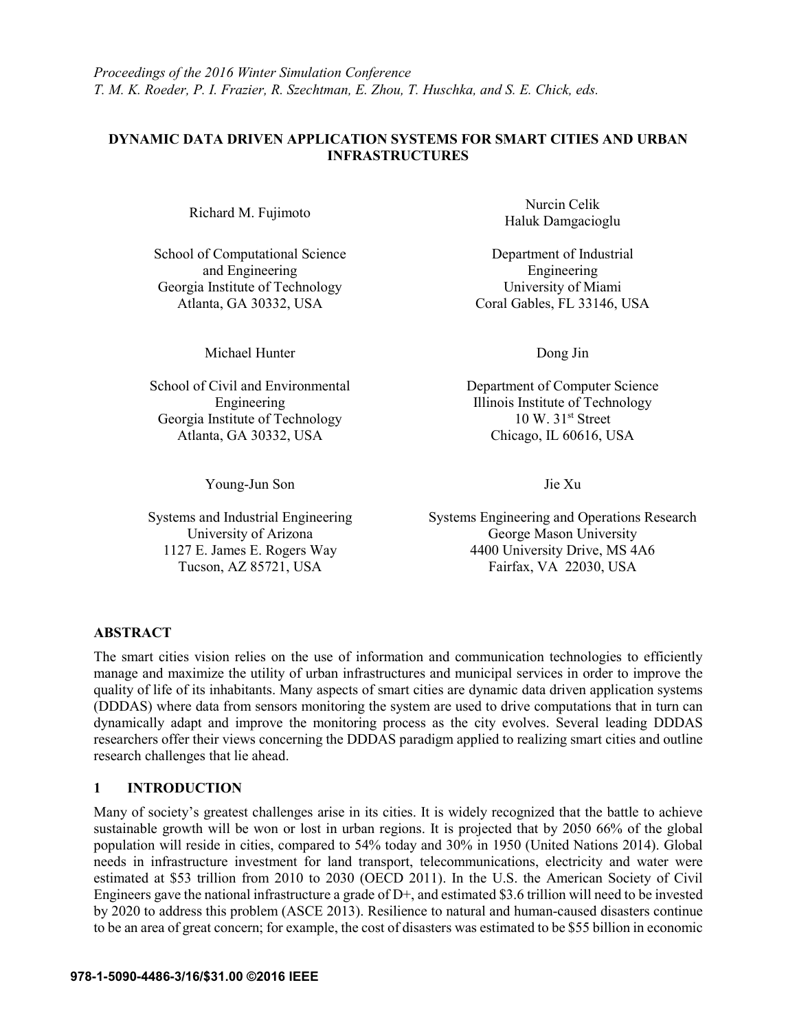*Proceedings of the 2016 Winter Simulation Conference*
*T. M. K. Roeder, P. I. Frazier, R. Szechtman, E. Zhou, T. Huschka, and S. E. Chick, eds.*

# DYNAMIC DATA DRIVEN APPLICATION SYSTEMS FOR SMART CITIES AND URBAN INFRASTRUCTURES

Richard M. Fujimoto

School of Computational Science and Engineering
Georgia Institute of Technology
Atlanta, GA 30332, USA

Nurcin Celik
Haluk Damgacioglu

Department of Industrial Engineering
University of Miami
Coral Gables, FL 33146, USA

Michael Hunter

School of Civil and Environmental Engineering
Georgia Institute of Technology
Atlanta, GA 30332, USA

Dong Jin

Department of Computer Science
Illinois Institute of Technology
10 W. 31st Street
Chicago, IL 60616, USA

Young-Jun Son

Systems and Industrial Engineering
University of Arizona
1127 E. James E. Rogers Way
Tucson, AZ 85721, USA

Jie Xu

Systems Engineering and Operations Research
George Mason University
4400 University Drive, MS 4A6
Fairfax, VA 22030, USA

## ABSTRACT

The smart cities vision relies on the use of information and communication technologies to efficiently manage and maximize the utility of urban infrastructures and municipal services in order to improve the quality of life of its inhabitants. Many aspects of smart cities are dynamic data driven application systems (DDDAS) where data from sensors monitoring the system are used to drive computations that in turn can dynamically adapt and improve the monitoring process as the city evolves. Several leading DDDAS researchers offer their views concerning the DDDAS paradigm applied to realizing smart cities and outline research challenges that lie ahead.

## 1 INTRODUCTION

Many of society's greatest challenges arise in its cities. It is widely recognized that the battle to achieve sustainable growth will be won or lost in urban regions. It is projected that by 2050 66% of the global population will reside in cities, compared to 54% today and 30% in 1950 (United Nations 2014). Global needs in infrastructure investment for land transport, telecommunications, electricity and water were estimated at $53 trillion from 2010 to 2030 (OECD 2011). In the U.S. the American Society of Civil Engineers gave the national infrastructure a grade of D+, and estimated $3.6 trillion will need to be invested by 2020 to address this problem (ASCE 2013). Resilience to natural and human-caused disasters continue to be an area of great concern; for example, the cost of disasters was estimated to be $55 billion in economic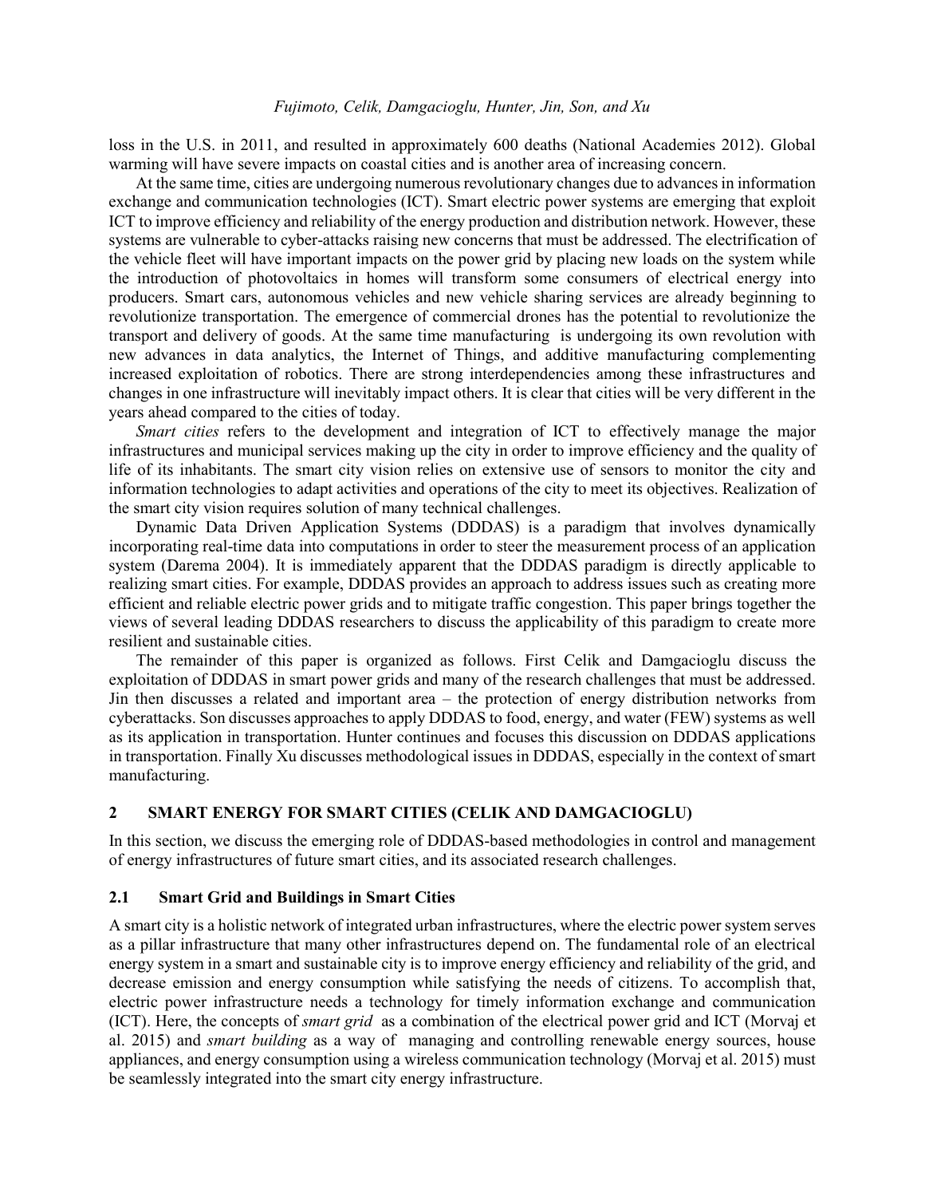loss in the U.S. in 2011, and resulted in approximately 600 deaths (National Academies 2012). Global warming will have severe impacts on coastal cities and is another area of increasing concern.

At the same time, cities are undergoing numerous revolutionary changes due to advances in information exchange and communication technologies (ICT). Smart electric power systems are emerging that exploit ICT to improve efficiency and reliability of the energy production and distribution network. However, these systems are vulnerable to cyber-attacks raising new concerns that must be addressed. The electrification of the vehicle fleet will have important impacts on the power grid by placing new loads on the system while the introduction of photovoltaics in homes will transform some consumers of electrical energy into producers. Smart cars, autonomous vehicles and new vehicle sharing services are already beginning to revolutionize transportation. The emergence of commercial drones has the potential to revolutionize the transport and delivery of goods. At the same time manufacturing is undergoing its own revolution with new advances in data analytics, the Internet of Things, and additive manufacturing complementing increased exploitation of robotics. There are strong interdependencies among these infrastructures and changes in one infrastructure will inevitably impact others. It is clear that cities will be very different in the years ahead compared to the cities of today.

*Smart cities* refers to the development and integration of ICT to effectively manage the major infrastructures and municipal services making up the city in order to improve efficiency and the quality of life of its inhabitants. The smart city vision relies on extensive use of sensors to monitor the city and information technologies to adapt activities and operations of the city to meet its objectives. Realization of the smart city vision requires solution of many technical challenges.

Dynamic Data Driven Application Systems (DDDAS) is a paradigm that involves dynamically incorporating real-time data into computations in order to steer the measurement process of an application system (Darema 2004). It is immediately apparent that the DDDAS paradigm is directly applicable to realizing smart cities. For example, DDDAS provides an approach to address issues such as creating more efficient and reliable electric power grids and to mitigate traffic congestion. This paper brings together the views of several leading DDDAS researchers to discuss the applicability of this paradigm to create more resilient and sustainable cities.

The remainder of this paper is organized as follows. First Celik and Damgacioglu discuss the exploitation of DDDAS in smart power grids and many of the research challenges that must be addressed. Jin then discusses a related and important area – the protection of energy distribution networks from cyberattacks. Son discusses approaches to apply DDDAS to food, energy, and water (FEW) systems as well as its application in transportation. Hunter continues and focuses this discussion on DDDAS applications in transportation. Finally Xu discusses methodological issues in DDDAS, especially in the context of smart manufacturing.

## 2 SMART ENERGY FOR SMART CITIES (CELIK AND DAMGACIOGLU)

In this section, we discuss the emerging role of DDDAS-based methodologies in control and management of energy infrastructures of future smart cities, and its associated research challenges.

### 2.1 Smart Grid and Buildings in Smart Cities

A smart city is a holistic network of integrated urban infrastructures, where the electric power system serves as a pillar infrastructure that many other infrastructures depend on. The fundamental role of an electrical energy system in a smart and sustainable city is to improve energy efficiency and reliability of the grid, and decrease emission and energy consumption while satisfying the needs of citizens. To accomplish that, electric power infrastructure needs a technology for timely information exchange and communication (ICT). Here, the concepts of *smart grid* as a combination of the electrical power grid and ICT (Morvaj et al. 2015) and *smart building* as a way of managing and controlling renewable energy sources, house appliances, and energy consumption using a wireless communication technology (Morvaj et al. 2015) must be seamlessly integrated into the smart city energy infrastructure.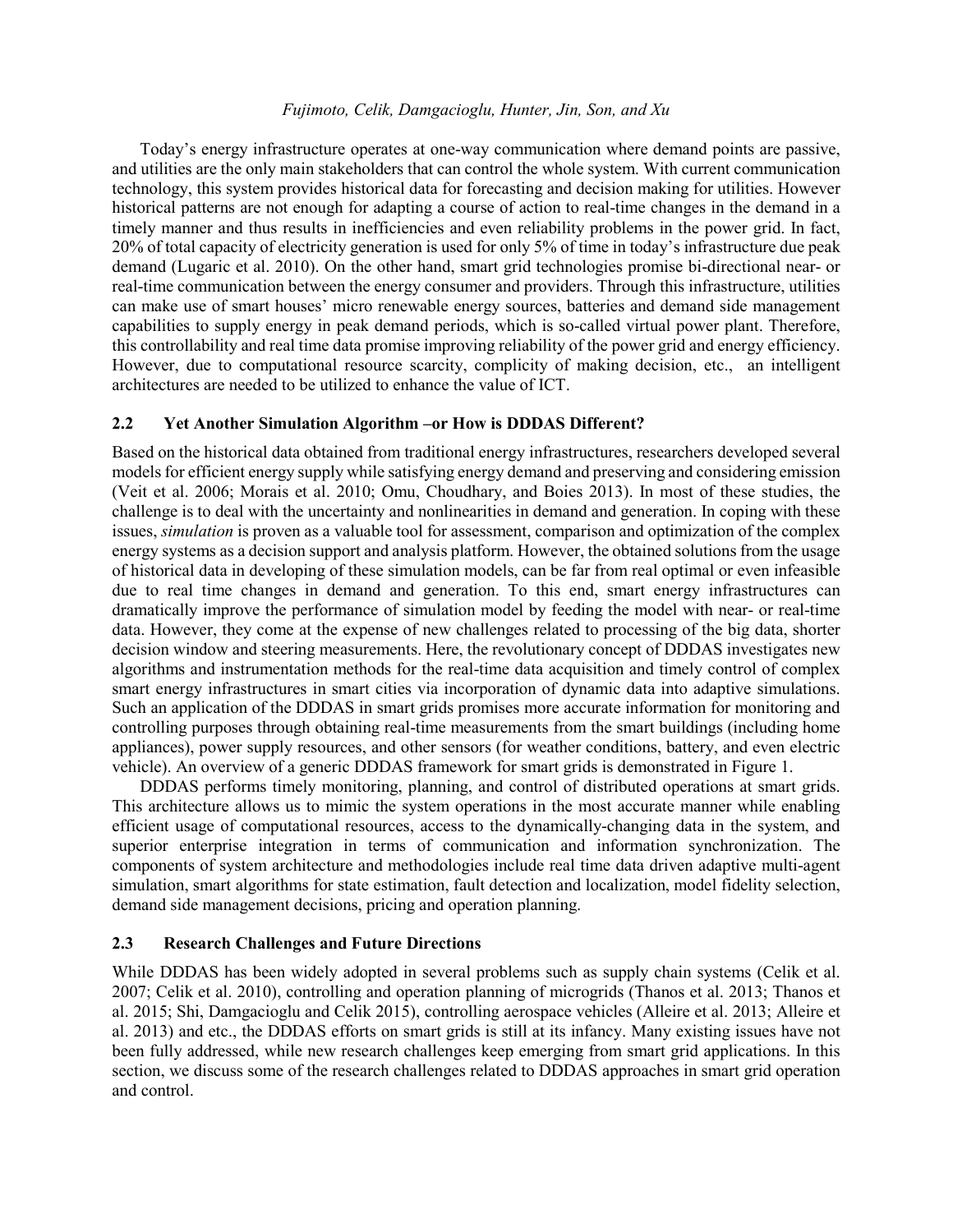Today's energy infrastructure operates at one-way communication where demand points are passive, and utilities are the only main stakeholders that can control the whole system. With current communication technology, this system provides historical data for forecasting and decision making for utilities. However historical patterns are not enough for adapting a course of action to real-time changes in the demand in a timely manner and thus results in inefficiencies and even reliability problems in the power grid. In fact, 20% of total capacity of electricity generation is used for only 5% of time in today's infrastructure due peak demand (Lugaric et al. 2010). On the other hand, smart grid technologies promise bi-directional near- or real-time communication between the energy consumer and providers. Through this infrastructure, utilities can make use of smart houses' micro renewable energy sources, batteries and demand side management capabilities to supply energy in peak demand periods, which is so-called virtual power plant. Therefore, this controllability and real time data promise improving reliability of the power grid and energy efficiency. However, due to computational resource scarcity, complicity of making decision, etc., an intelligent architectures are needed to be utilized to enhance the value of ICT.

## 2.2 Yet Another Simulation Algorithm –or How is DDDAS Different?

Based on the historical data obtained from traditional energy infrastructures, researchers developed several models for efficient energy supply while satisfying energy demand and preserving and considering emission (Veit et al. 2006; Morais et al. 2010; Omu, Choudhary, and Boies 2013). In most of these studies, the challenge is to deal with the uncertainty and nonlinearities in demand and generation. In coping with these issues, *simulation* is proven as a valuable tool for assessment, comparison and optimization of the complex energy systems as a decision support and analysis platform. However, the obtained solutions from the usage of historical data in developing of these simulation models, can be far from real optimal or even infeasible due to real time changes in demand and generation. To this end, smart energy infrastructures can dramatically improve the performance of simulation model by feeding the model with near- or real-time data. However, they come at the expense of new challenges related to processing of the big data, shorter decision window and steering measurements. Here, the revolutionary concept of DDDAS investigates new algorithms and instrumentation methods for the real-time data acquisition and timely control of complex smart energy infrastructures in smart cities via incorporation of dynamic data into adaptive simulations. Such an application of the DDDAS in smart grids promises more accurate information for monitoring and controlling purposes through obtaining real-time measurements from the smart buildings (including home appliances), power supply resources, and other sensors (for weather conditions, battery, and even electric vehicle). An overview of a generic DDDAS framework for smart grids is demonstrated in Figure 1.

DDDAS performs timely monitoring, planning, and control of distributed operations at smart grids. This architecture allows us to mimic the system operations in the most accurate manner while enabling efficient usage of computational resources, access to the dynamically-changing data in the system, and superior enterprise integration in terms of communication and information synchronization. The components of system architecture and methodologies include real time data driven adaptive multi-agent simulation, smart algorithms for state estimation, fault detection and localization, model fidelity selection, demand side management decisions, pricing and operation planning.

## 2.3 Research Challenges and Future Directions

While DDDAS has been widely adopted in several problems such as supply chain systems (Celik et al. 2007; Celik et al. 2010), controlling and operation planning of microgrids (Thanos et al. 2013; Thanos et al. 2015; Shi, Damgacioglu and Celik 2015), controlling aerospace vehicles (Alleire et al. 2013; Alleire et al. 2013) and etc., the DDDAS efforts on smart grids is still at its infancy. Many existing issues have not been fully addressed, while new research challenges keep emerging from smart grid applications. In this section, we discuss some of the research challenges related to DDDAS approaches in smart grid operation and control.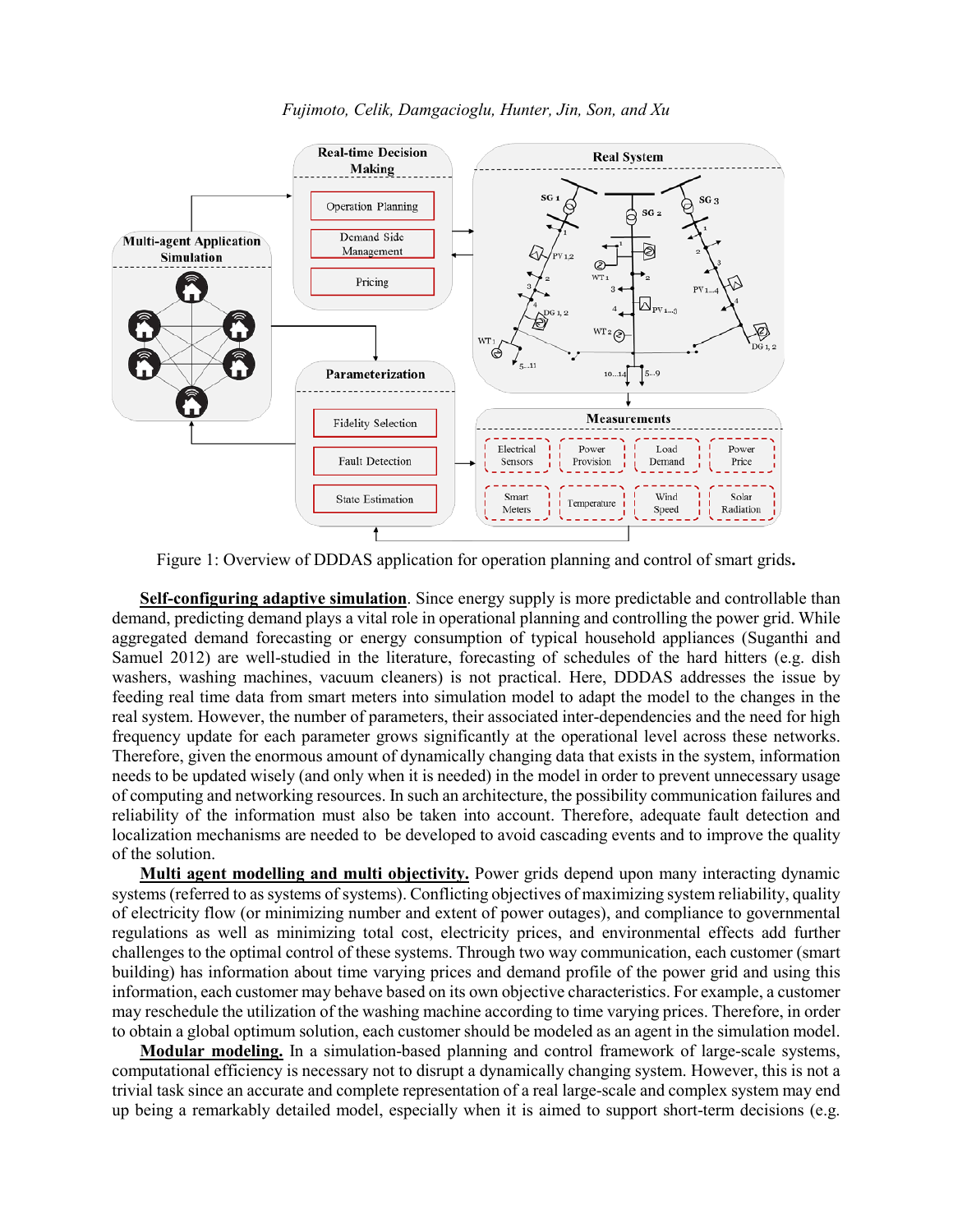Figure 1: Overview of DDDAS application for operation planning and control of smart grids.

**Self-configuring adaptive simulation**. Since energy supply is more predictable and controllable than demand, predicting demand plays a vital role in operational planning and controlling the power grid. While aggregated demand forecasting or energy consumption of typical household appliances (Suganthi and Samuel 2012) are well-studied in the literature, forecasting of schedules of the hard hitters (e.g. dish washers, washing machines, vacuum cleaners) is not practical. Here, DDDAS addresses the issue by feeding real time data from smart meters into simulation model to adapt the model to the changes in the real system. However, the number of parameters, their associated inter-dependencies and the need for high frequency update for each parameter grows significantly at the operational level across these networks. Therefore, given the enormous amount of dynamically changing data that exists in the system, information needs to be updated wisely (and only when it is needed) in the model in order to prevent unnecessary usage of computing and networking resources. In such an architecture, the possibility communication failures and reliability of the information must also be taken into account. Therefore, adequate fault detection and localization mechanisms are needed to be developed to avoid cascading events and to improve the quality of the solution.

**Multi agent modelling and multi objectivity.** Power grids depend upon many interacting dynamic systems (referred to as systems of systems). Conflicting objectives of maximizing system reliability, quality of electricity flow (or minimizing number and extent of power outages), and compliance to governmental regulations as well as minimizing total cost, electricity prices, and environmental effects add further challenges to the optimal control of these systems. Through two way communication, each customer (smart building) has information about time varying prices and demand profile of the power grid and using this information, each customer may behave based on its own objective characteristics. For example, a customer may reschedule the utilization of the washing machine according to time varying prices. Therefore, in order to obtain a global optimum solution, each customer should be modeled as an agent in the simulation model.

**Modular modeling.** In a simulation-based planning and control framework of large-scale systems, computational efficiency is necessary not to disrupt a dynamically changing system. However, this is not a trivial task since an accurate and complete representation of a real large-scale and complex system may end up being a remarkably detailed model, especially when it is aimed to support short-term decisions (e.g.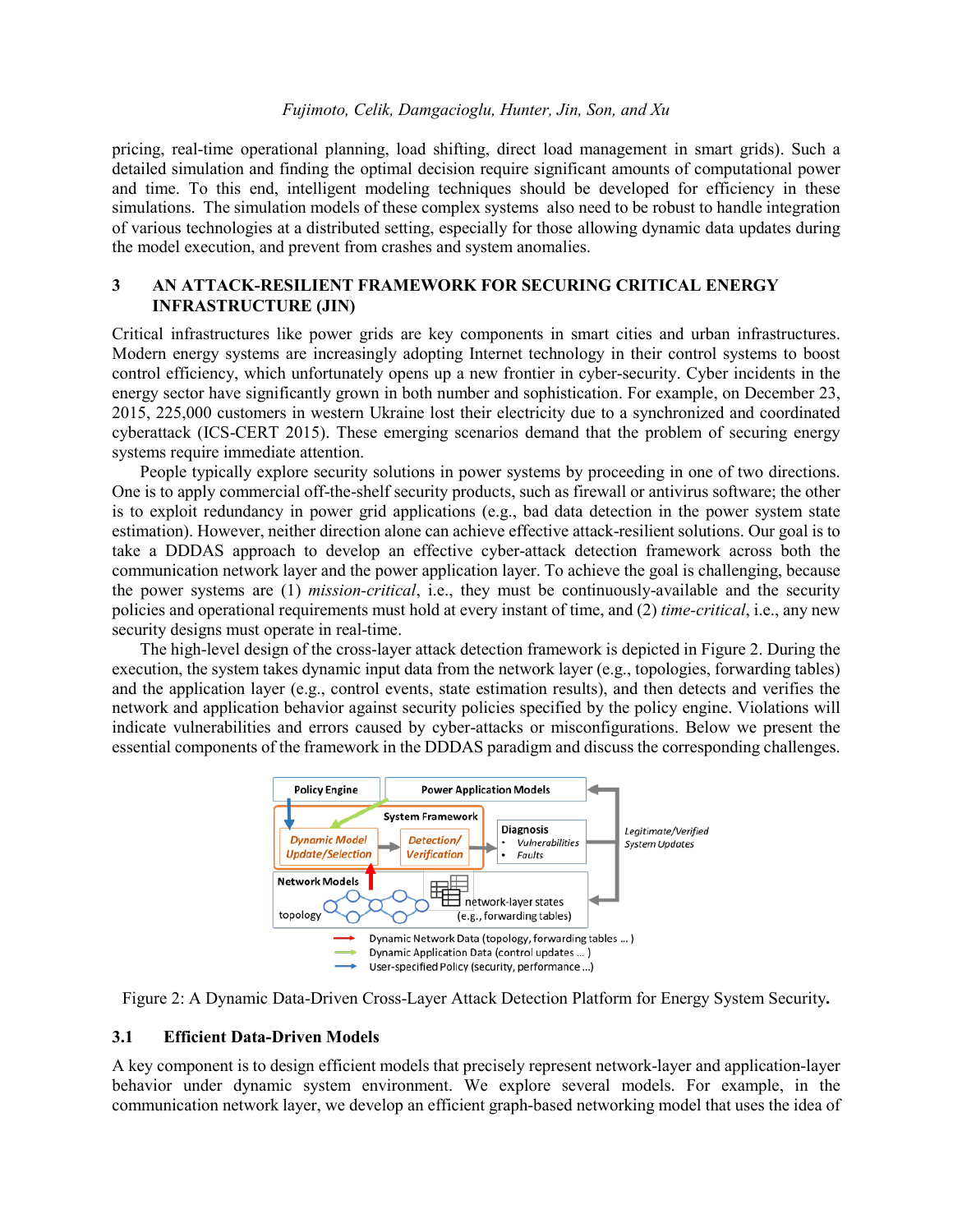pricing, real-time operational planning, load shifting, direct load management in smart grids). Such a detailed simulation and finding the optimal decision require significant amounts of computational power and time. To this end, intelligent modeling techniques should be developed for efficiency in these simulations. The simulation models of these complex systems also need to be robust to handle integration of various technologies at a distributed setting, especially for those allowing dynamic data updates during the model execution, and prevent from crashes and system anomalies.

## 3 AN ATTACK-RESILIENT FRAMEWORK FOR SECURING CRITICAL ENERGY INFRASTRUCTURE (JIN)

Critical infrastructures like power grids are key components in smart cities and urban infrastructures. Modern energy systems are increasingly adopting Internet technology in their control systems to boost control efficiency, which unfortunately opens up a new frontier in cyber-security. Cyber incidents in the energy sector have significantly grown in both number and sophistication. For example, on December 23, 2015, 225,000 customers in western Ukraine lost their electricity due to a synchronized and coordinated cyberattack (ICS-CERT 2015). These emerging scenarios demand that the problem of securing energy systems require immediate attention.

People typically explore security solutions in power systems by proceeding in one of two directions. One is to apply commercial off-the-shelf security products, such as firewall or antivirus software; the other is to exploit redundancy in power grid applications (e.g., bad data detection in the power system state estimation). However, neither direction alone can achieve effective attack-resilient solutions. Our goal is to take a DDDAS approach to develop an effective cyber-attack detection framework across both the communication network layer and the power application layer. To achieve the goal is challenging, because the power systems are (1) *mission-critical*, i.e., they must be continuously-available and the security policies and operational requirements must hold at every instant of time, and (2) *time-critical*, i.e., any new security designs must operate in real-time.

The high-level design of the cross-layer attack detection framework is depicted in Figure 2. During the execution, the system takes dynamic input data from the network layer (e.g., topologies, forwarding tables) and the application layer (e.g., control events, state estimation results), and then detects and verifies the network and application behavior against security policies specified by the policy engine. Violations will indicate vulnerabilities and errors caused by cyber-attacks or misconfigurations. Below we present the essential components of the framework in the DDDAS paradigm and discuss the corresponding challenges.

Figure 2: A Dynamic Data-Driven Cross-Layer Attack Detection Platform for Energy System Security.

### 3.1 Efficient Data-Driven Models

A key component is to design efficient models that precisely represent network-layer and application-layer behavior under dynamic system environment. We explore several models. For example, in the communication network layer, we develop an efficient graph-based networking model that uses the idea of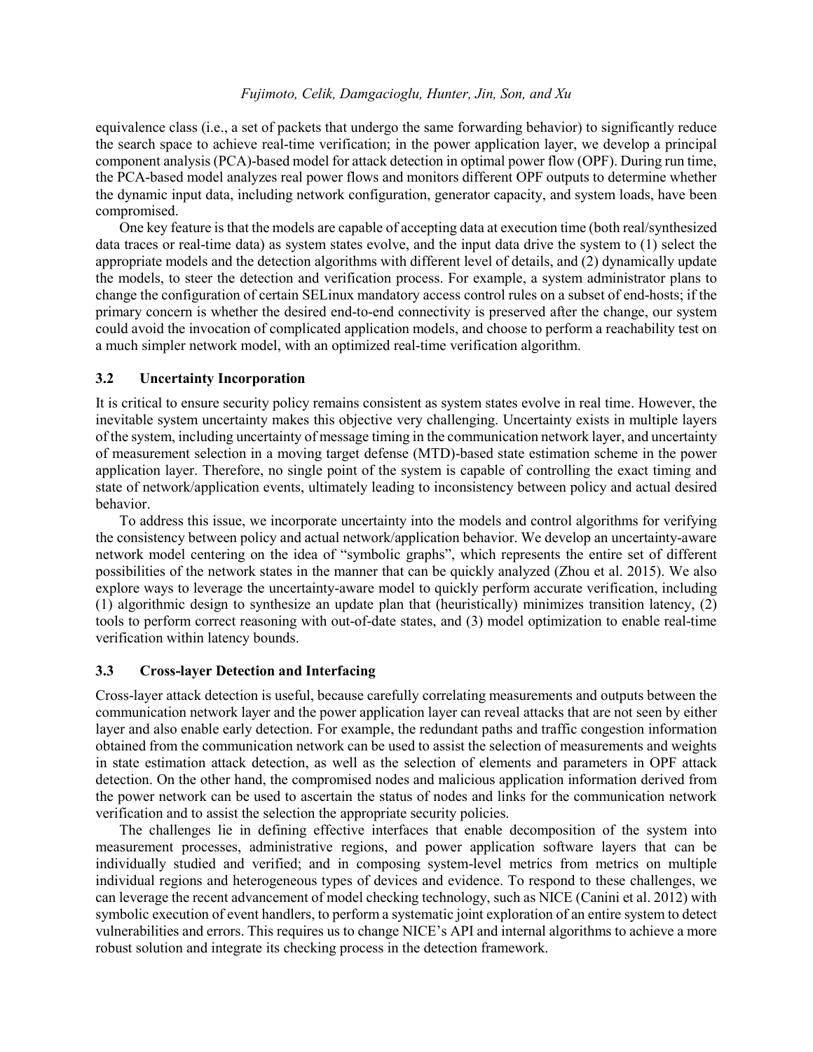equivalence class (i.e., a set of packets that undergo the same forwarding behavior) to significantly reduce the search space to achieve real-time verification; in the power application layer, we develop a principal component analysis (PCA)-based model for attack detection in optimal power flow (OPF). During run time, the PCA-based model analyzes real power flows and monitors different OPF outputs to determine whether the dynamic input data, including network configuration, generator capacity, and system loads, have been compromised.

One key feature is that the models are capable of accepting data at execution time (both real/synthesized data traces or real-time data) as system states evolve, and the input data drive the system to (1) select the appropriate models and the detection algorithms with different level of details, and (2) dynamically update the models, to steer the detection and verification process. For example, a system administrator plans to change the configuration of certain SELinux mandatory access control rules on a subset of end-hosts; if the primary concern is whether the desired end-to-end connectivity is preserved after the change, our system could avoid the invocation of complicated application models, and choose to perform a reachability test on a much simpler network model, with an optimized real-time verification algorithm.

### 3.2 Uncertainty Incorporation

It is critical to ensure security policy remains consistent as system states evolve in real time. However, the inevitable system uncertainty makes this objective very challenging. Uncertainty exists in multiple layers of the system, including uncertainty of message timing in the communication network layer, and uncertainty of measurement selection in a moving target defense (MTD)-based state estimation scheme in the power application layer. Therefore, no single point of the system is capable of controlling the exact timing and state of network/application events, ultimately leading to inconsistency between policy and actual desired behavior.

To address this issue, we incorporate uncertainty into the models and control algorithms for verifying the consistency between policy and actual network/application behavior. We develop an uncertainty-aware network model centering on the idea of "symbolic graphs", which represents the entire set of different possibilities of the network states in the manner that can be quickly analyzed (Zhou et al. 2015). We also explore ways to leverage the uncertainty-aware model to quickly perform accurate verification, including (1) algorithmic design to synthesize an update plan that (heuristically) minimizes transition latency, (2) tools to perform correct reasoning with out-of-date states, and (3) model optimization to enable real-time verification within latency bounds.

### 3.3 Cross-layer Detection and Interfacing

Cross-layer attack detection is useful, because carefully correlating measurements and outputs between the communication network layer and the power application layer can reveal attacks that are not seen by either layer and also enable early detection. For example, the redundant paths and traffic congestion information obtained from the communication network can be used to assist the selection of measurements and weights in state estimation attack detection, as well as the selection of elements and parameters in OPF attack detection. On the other hand, the compromised nodes and malicious application information derived from the power network can be used to ascertain the status of nodes and links for the communication network verification and to assist the selection the appropriate security policies.

The challenges lie in defining effective interfaces that enable decomposition of the system into measurement processes, administrative regions, and power application software layers that can be individually studied and verified; and in composing system-level metrics from metrics on multiple individual regions and heterogeneous types of devices and evidence. To respond to these challenges, we can leverage the recent advancement of model checking technology, such as NICE (Canini et al. 2012) with symbolic execution of event handlers, to perform a systematic joint exploration of an entire system to detect vulnerabilities and errors. This requires us to change NICE's API and internal algorithms to achieve a more robust solution and integrate its checking process in the detection framework.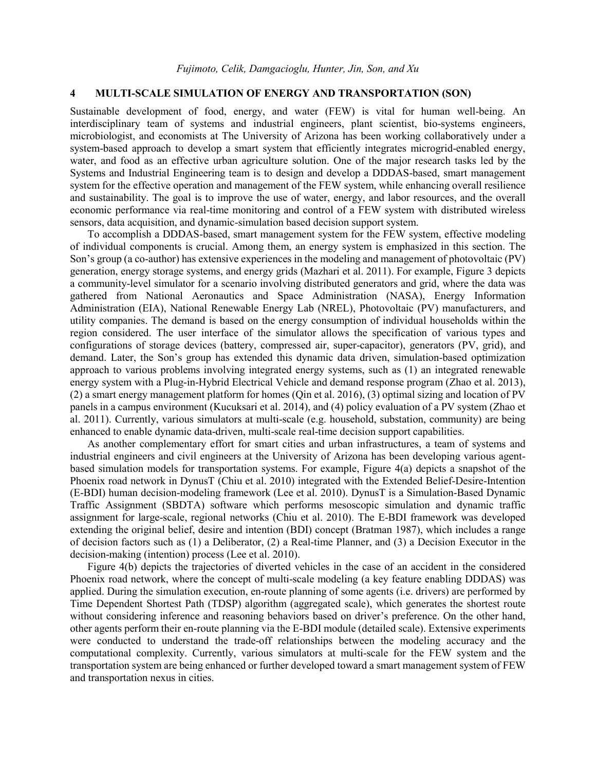## 4 MULTI-SCALE SIMULATION OF ENERGY AND TRANSPORTATION (SON)

Sustainable development of food, energy, and water (FEW) is vital for human well-being. An interdisciplinary team of systems and industrial engineers, plant scientist, bio-systems engineers, microbiologist, and economists at The University of Arizona has been working collaboratively under a system-based approach to develop a smart system that efficiently integrates microgrid-enabled energy, water, and food as an effective urban agriculture solution. One of the major research tasks led by the Systems and Industrial Engineering team is to design and develop a DDDAS-based, smart management system for the effective operation and management of the FEW system, while enhancing overall resilience and sustainability. The goal is to improve the use of water, energy, and labor resources, and the overall economic performance via real-time monitoring and control of a FEW system with distributed wireless sensors, data acquisition, and dynamic-simulation based decision support system.

To accomplish a DDDAS-based, smart management system for the FEW system, effective modeling of individual components is crucial. Among them, an energy system is emphasized in this section. The Son's group (a co-author) has extensive experiences in the modeling and management of photovoltaic (PV) generation, energy storage systems, and energy grids (Mazhari et al. 2011). For example, Figure 3 depicts a community-level simulator for a scenario involving distributed generators and grid, where the data was gathered from National Aeronautics and Space Administration (NASA), Energy Information Administration (EIA), National Renewable Energy Lab (NREL), Photovoltaic (PV) manufacturers, and utility companies. The demand is based on the energy consumption of individual households within the region considered. The user interface of the simulator allows the specification of various types and configurations of storage devices (battery, compressed air, super-capacitor), generators (PV, grid), and demand. Later, the Son's group has extended this dynamic data driven, simulation-based optimization approach to various problems involving integrated energy systems, such as (1) an integrated renewable energy system with a Plug-in-Hybrid Electrical Vehicle and demand response program (Zhao et al. 2013), (2) a smart energy management platform for homes (Qin et al. 2016), (3) optimal sizing and location of PV panels in a campus environment (Kucuksari et al. 2014), and (4) policy evaluation of a PV system (Zhao et al. 2011). Currently, various simulators at multi-scale (e.g. household, substation, community) are being enhanced to enable dynamic data-driven, multi-scale real-time decision support capabilities.

As another complementary effort for smart cities and urban infrastructures, a team of systems and industrial engineers and civil engineers at the University of Arizona has been developing various agent-based simulation models for transportation systems. For example, Figure 4(a) depicts a snapshot of the Phoenix road network in DynusT (Chiu et al. 2010) integrated with the Extended Belief-Desire-Intention (E-BDI) human decision-modeling framework (Lee et al. 2010). DynusT is a Simulation-Based Dynamic Traffic Assignment (SBDTA) software which performs mesoscopic simulation and dynamic traffic assignment for large-scale, regional networks (Chiu et al. 2010). The E-BDI framework was developed extending the original belief, desire and intention (BDI) concept (Bratman 1987), which includes a range of decision factors such as (1) a Deliberator, (2) a Real-time Planner, and (3) a Decision Executor in the decision-making (intention) process (Lee et al. 2010).

Figure 4(b) depicts the trajectories of diverted vehicles in the case of an accident in the considered Phoenix road network, where the concept of multi-scale modeling (a key feature enabling DDDAS) was applied. During the simulation execution, en-route planning of some agents (i.e. drivers) are performed by Time Dependent Shortest Path (TDSP) algorithm (aggregated scale), which generates the shortest route without considering inference and reasoning behaviors based on driver's preference. On the other hand, other agents perform their en-route planning via the E-BDI module (detailed scale). Extensive experiments were conducted to understand the trade-off relationships between the modeling accuracy and the computational complexity. Currently, various simulators at multi-scale for the FEW system and the transportation system are being enhanced or further developed toward a smart management system of FEW and transportation nexus in cities.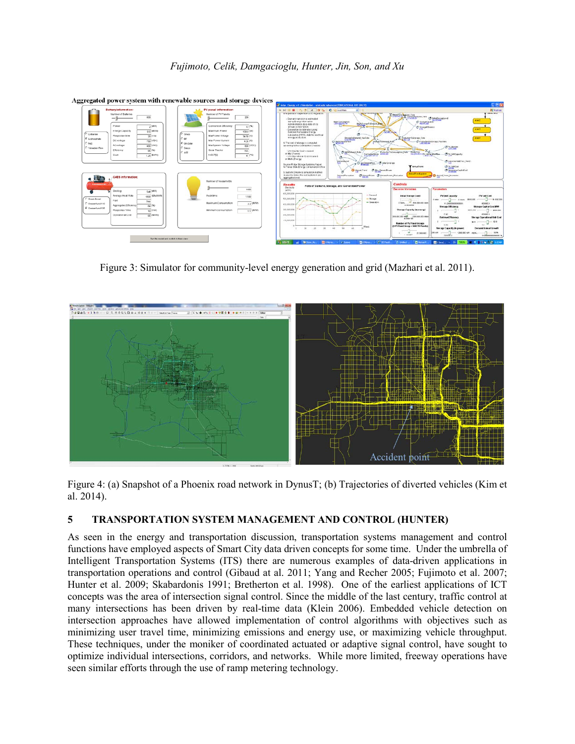Figure 3: Simulator for community-level energy generation and grid (Mazhari et al. 2011).

Figure 4: (a) Snapshot of a Phoenix road network in DynusT; (b) Trajectories of diverted vehicles (Kim et al. 2014).

## 5 TRANSPORTATION SYSTEM MANAGEMENT AND CONTROL (HUNTER)

As seen in the energy and transportation discussion, transportation systems management and control functions have employed aspects of Smart City data driven concepts for some time. Under the umbrella of Intelligent Transportation Systems (ITS) there are numerous examples of data-driven applications in transportation operations and control (Gibaud at al. 2011; Yang and Recher 2005; Fujimoto et al. 2007; Hunter et al. 2009; Skabardonis 1991; Bretherton et al. 1998). One of the earliest applications of ICT concepts was the area of intersection signal control. Since the middle of the last century, traffic control at many intersections has been driven by real-time data (Klein 2006). Embedded vehicle detection on intersection approaches have allowed implementation of control algorithms with objectives such as minimizing user travel time, minimizing emissions and energy use, or maximizing vehicle throughput. These techniques, under the moniker of coordinated actuated or adaptive signal control, have sought to optimize individual intersections, corridors, and networks. While more limited, freeway operations have seen similar efforts through the use of ramp metering technology.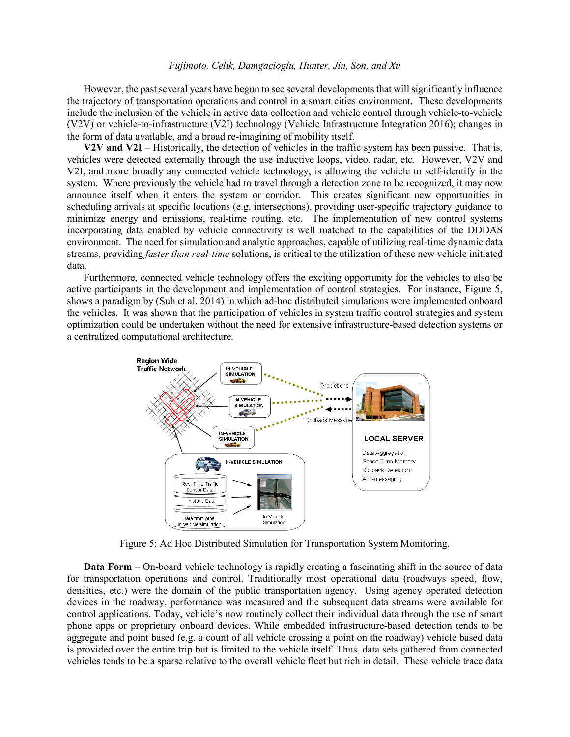However, the past several years have begun to see several developments that will significantly influence the trajectory of transportation operations and control in a smart cities environment. These developments include the inclusion of the vehicle in active data collection and vehicle control through vehicle-to-vehicle (V2V) or vehicle-to-infrastructure (V2I) technology (Vehicle Infrastructure Integration 2016); changes in the form of data available, and a broad re-imagining of mobility itself.

**V2V and V2I** – Historically, the detection of vehicles in the traffic system has been passive. That is, vehicles were detected externally through the use inductive loops, video, radar, etc. However, V2V and V2I, and more broadly any connected vehicle technology, is allowing the vehicle to self-identify in the system. Where previously the vehicle had to travel through a detection zone to be recognized, it may now announce itself when it enters the system or corridor. This creates significant new opportunities in scheduling arrivals at specific locations (e.g. intersections), providing user-specific trajectory guidance to minimize energy and emissions, real-time routing, etc. The implementation of new control systems incorporating data enabled by vehicle connectivity is well matched to the capabilities of the DDDAS environment. The need for simulation and analytic approaches, capable of utilizing real-time dynamic data streams, providing *faster than real-time* solutions, is critical to the utilization of these new vehicle initiated data.

Furthermore, connected vehicle technology offers the exciting opportunity for the vehicles to also be active participants in the development and implementation of control strategies. For instance, Figure 5, shows a paradigm by (Suh et al. 2014) in which ad-hoc distributed simulations were implemented onboard the vehicles. It was shown that the participation of vehicles in system traffic control strategies and system optimization could be undertaken without the need for extensive infrastructure-based detection systems or a centralized computational architecture.

Region Wide Traffic Network
IN-VEHICLE SIMULATION
IN-VEHICLE SIMULATION
IN-VEHICLE SIMULATION
Predictions
Rollback Message
LOCAL SERVER
Data Aggregation
Space-Time Memory
Rollback Detection
Anti-messaging
IN-VEHICLE SIMULATION
Real Time Traffic Sensor Data
Historic Data
Data from other in-vehicle simulation
In-Vehicle Simulation

Figure 5: Ad Hoc Distributed Simulation for Transportation System Monitoring.

**Data Form** – On-board vehicle technology is rapidly creating a fascinating shift in the source of data for transportation operations and control. Traditionally most operational data (roadways speed, flow, densities, etc.) were the domain of the public transportation agency. Using agency operated detection devices in the roadway, performance was measured and the subsequent data streams were available for control applications. Today, vehicle's now routinely collect their individual data through the use of smart phone apps or proprietary onboard devices. While embedded infrastructure-based detection tends to be aggregate and point based (e.g. a count of all vehicle crossing a point on the roadway) vehicle based data is provided over the entire trip but is limited to the vehicle itself. Thus, data sets gathered from connected vehicles tends to be a sparse relative to the overall vehicle fleet but rich in detail. These vehicle trace data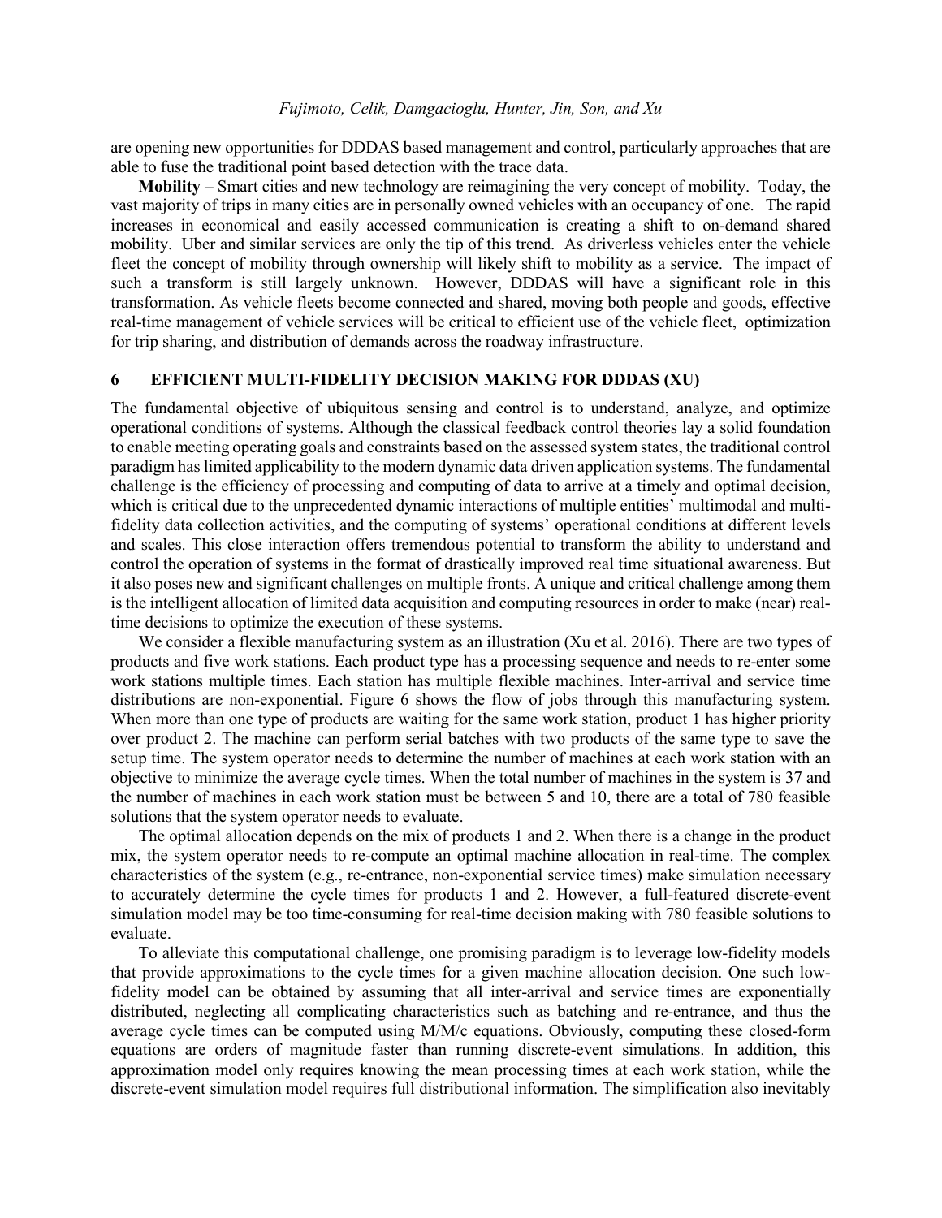are opening new opportunities for DDDAS based management and control, particularly approaches that are able to fuse the traditional point based detection with the trace data.

**Mobility** – Smart cities and new technology are reimagining the very concept of mobility. Today, the vast majority of trips in many cities are in personally owned vehicles with an occupancy of one. The rapid increases in economical and easily accessed communication is creating a shift to on-demand shared mobility. Uber and similar services are only the tip of this trend. As driverless vehicles enter the vehicle fleet the concept of mobility through ownership will likely shift to mobility as a service. The impact of such a transform is still largely unknown. However, DDDAS will have a significant role in this transformation. As vehicle fleets become connected and shared, moving both people and goods, effective real-time management of vehicle services will be critical to efficient use of the vehicle fleet, optimization for trip sharing, and distribution of demands across the roadway infrastructure.

## 6 EFFICIENT MULTI-FIDELITY DECISION MAKING FOR DDDAS (XU)

The fundamental objective of ubiquitous sensing and control is to understand, analyze, and optimize operational conditions of systems. Although the classical feedback control theories lay a solid foundation to enable meeting operating goals and constraints based on the assessed system states, the traditional control paradigm has limited applicability to the modern dynamic data driven application systems. The fundamental challenge is the efficiency of processing and computing of data to arrive at a timely and optimal decision, which is critical due to the unprecedented dynamic interactions of multiple entities' multimodal and multi-fidelity data collection activities, and the computing of systems' operational conditions at different levels and scales. This close interaction offers tremendous potential to transform the ability to understand and control the operation of systems in the format of drastically improved real time situational awareness. But it also poses new and significant challenges on multiple fronts. A unique and critical challenge among them is the intelligent allocation of limited data acquisition and computing resources in order to make (near) real-time decisions to optimize the execution of these systems.

We consider a flexible manufacturing system as an illustration (Xu et al. 2016). There are two types of products and five work stations. Each product type has a processing sequence and needs to re-enter some work stations multiple times. Each station has multiple flexible machines. Inter-arrival and service time distributions are non-exponential. Figure 6 shows the flow of jobs through this manufacturing system. When more than one type of products are waiting for the same work station, product 1 has higher priority over product 2. The machine can perform serial batches with two products of the same type to save the setup time. The system operator needs to determine the number of machines at each work station with an objective to minimize the average cycle times. When the total number of machines in the system is 37 and the number of machines in each work station must be between 5 and 10, there are a total of 780 feasible solutions that the system operator needs to evaluate.

The optimal allocation depends on the mix of products 1 and 2. When there is a change in the product mix, the system operator needs to re-compute an optimal machine allocation in real-time. The complex characteristics of the system (e.g., re-entrance, non-exponential service times) make simulation necessary to accurately determine the cycle times for products 1 and 2. However, a full-featured discrete-event simulation model may be too time-consuming for real-time decision making with 780 feasible solutions to evaluate.

To alleviate this computational challenge, one promising paradigm is to leverage low-fidelity models that provide approximations to the cycle times for a given machine allocation decision. One such low-fidelity model can be obtained by assuming that all inter-arrival and service times are exponentially distributed, neglecting all complicating characteristics such as batching and re-entrance, and thus the average cycle times can be computed using M/M/c equations. Obviously, computing these closed-form equations are orders of magnitude faster than running discrete-event simulations. In addition, this approximation model only requires knowing the mean processing times at each work station, while the discrete-event simulation model requires full distributional information. The simplification also inevitably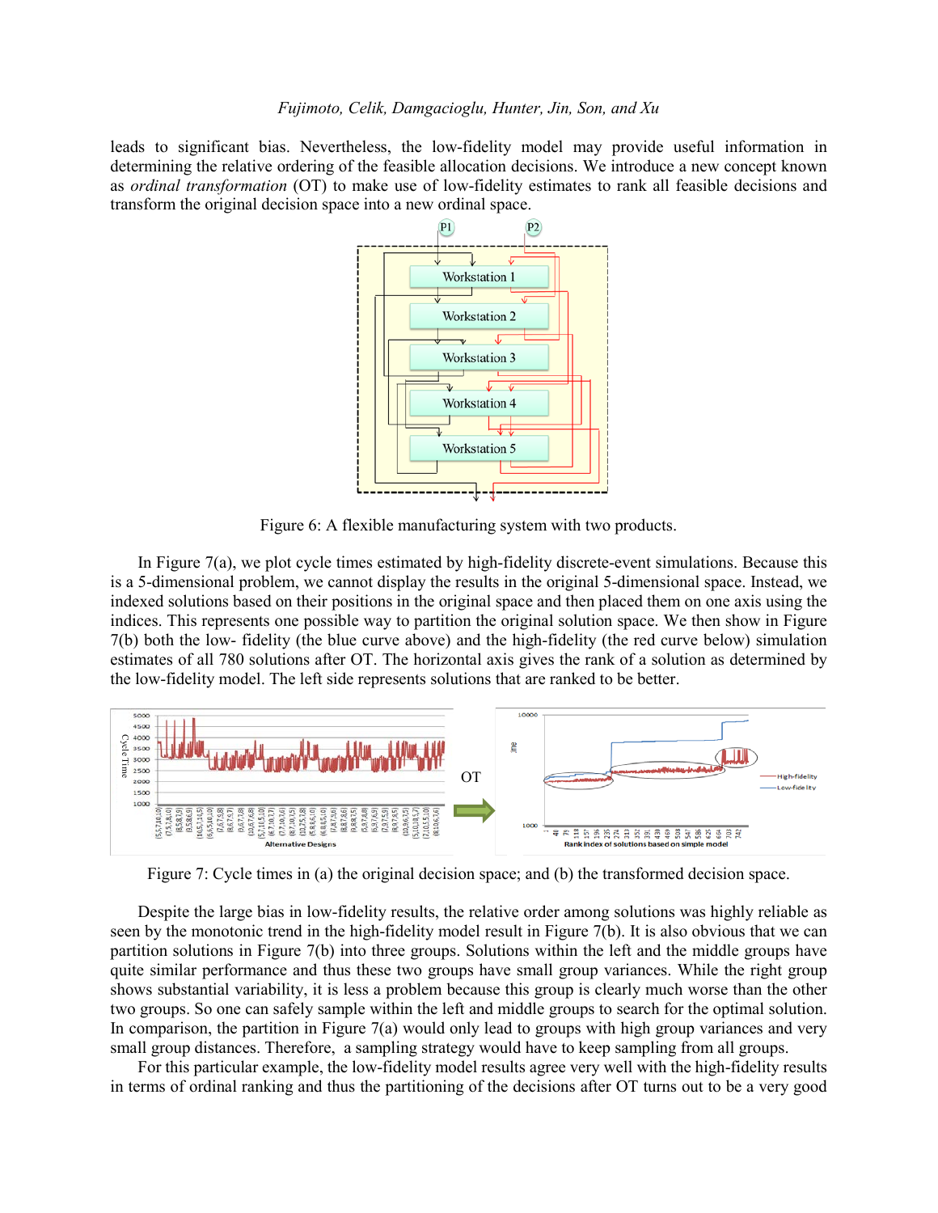leads to significant bias. Nevertheless, the low-fidelity model may provide useful information in determining the relative ordering of the feasible allocation decisions. We introduce a new concept known as *ordinal transformation* (OT) to make use of low-fidelity estimates to rank all feasible decisions and transform the original decision space into a new ordinal space.

P1

P2

Workstation 1

Workstation 2

Workstation 3

Workstation 4

Workstation 5

Figure 6: A flexible manufacturing system with two products.

In Figure 7(a), we plot cycle times estimated by high-fidelity discrete-event simulations. Because this is a 5-dimensional problem, we cannot display the results in the original 5-dimensional space. Instead, we indexed solutions based on their positions in the original space and then placed them on one axis using the indices. This represents one possible way to partition the original solution space. We then show in Figure 7(b) both the low- fidelity (the blue curve above) and the high-fidelity (the red curve below) simulation estimates of all 780 solutions after OT. The horizontal axis gives the rank of a solution as determined by the low-fidelity model. The left side represents solutions that are ranked to be better.

Cycle Time

5000

4500

4000

3500

3000

2500

2000

1500

1000

Alternative Designs

OT

10000

1000

Rank index of solutions based on simple model

High-fidelity

Low-fidelity

Figure 7: Cycle times in (a) the original decision space; and (b) the transformed decision space.

Despite the large bias in low-fidelity results, the relative order among solutions was highly reliable as seen by the monotonic trend in the high-fidelity model result in Figure 7(b). It is also obvious that we can partition solutions in Figure 7(b) into three groups. Solutions within the left and the middle groups have quite similar performance and thus these two groups have small group variances. While the right group shows substantial variability, it is less a problem because this group is clearly much worse than the other two groups. So one can safely sample within the left and middle groups to search for the optimal solution. In comparison, the partition in Figure 7(a) would only lead to groups with high group variances and very small group distances. Therefore, a sampling strategy would have to keep sampling from all groups.

For this particular example, the low-fidelity model results agree very well with the high-fidelity results in terms of ordinal ranking and thus the partitioning of the decisions after OT turns out to be a very good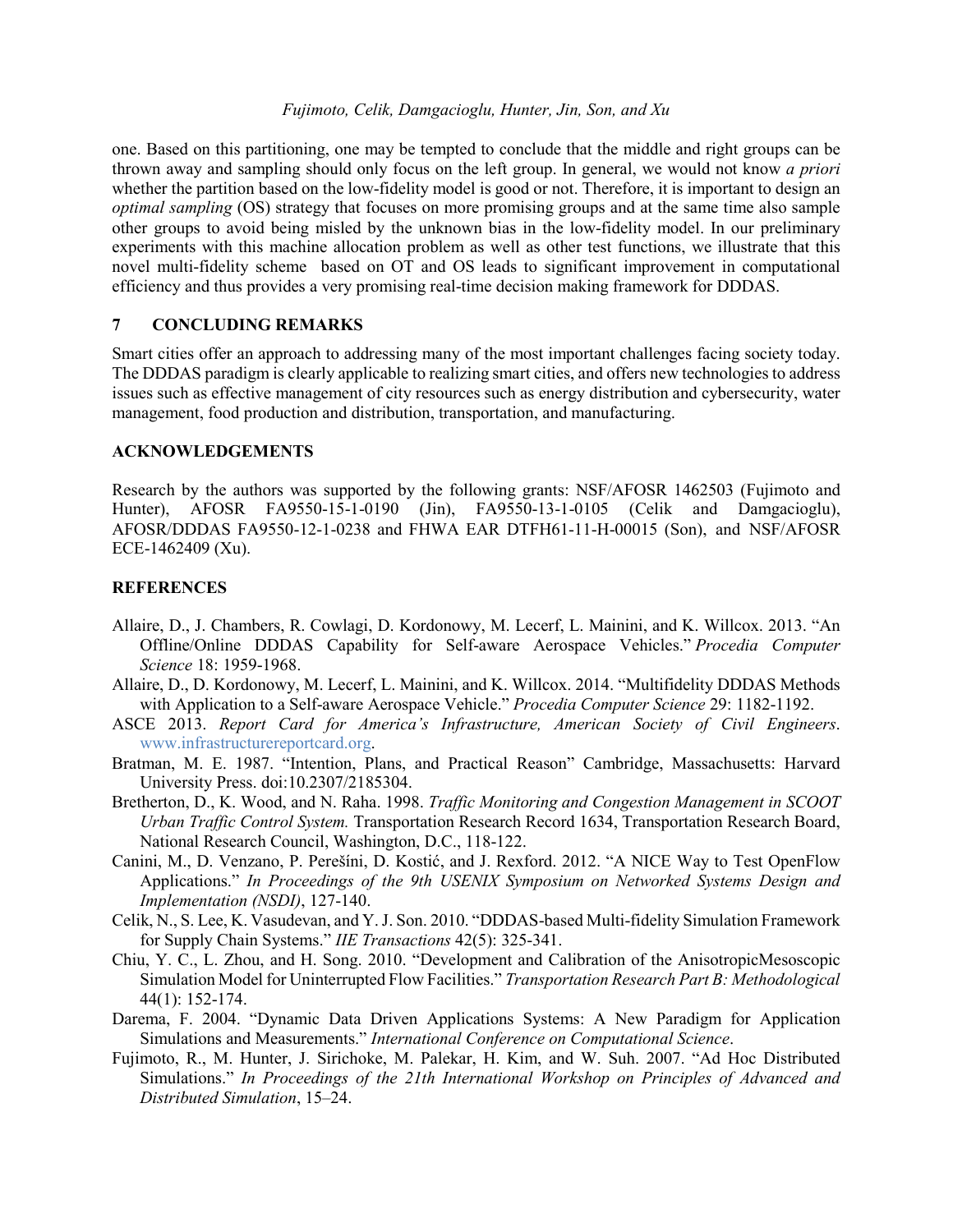one. Based on this partitioning, one may be tempted to conclude that the middle and right groups can be thrown away and sampling should only focus on the left group. In general, we would not know *a priori* whether the partition based on the low-fidelity model is good or not. Therefore, it is important to design an *optimal sampling* (OS) strategy that focuses on more promising groups and at the same time also sample other groups to avoid being misled by the unknown bias in the low-fidelity model. In our preliminary experiments with this machine allocation problem as well as other test functions, we illustrate that this novel multi-fidelity scheme based on OT and OS leads to significant improvement in computational efficiency and thus provides a very promising real-time decision making framework for DDDAS.

## 7 CONCLUDING REMARKS

Smart cities offer an approach to addressing many of the most important challenges facing society today. The DDDAS paradigm is clearly applicable to realizing smart cities, and offers new technologies to address issues such as effective management of city resources such as energy distribution and cybersecurity, water management, food production and distribution, transportation, and manufacturing.

## ACKNOWLEDGEMENTS

Research by the authors was supported by the following grants: NSF/AFOSR 1462503 (Fujimoto and Hunter), AFOSR FA9550-15-1-0190 (Jin), FA9550-13-1-0105 (Celik and Damgacioglu), AFOSR/DDDAS FA9550-12-1-0238 and FHWA EAR DTFH61-11-H-00015 (Son), and NSF/AFOSR ECE-1462409 (Xu).

## REFERENCES

Allaire, D., J. Chambers, R. Cowlagi, D. Kordonowy, M. Lecerf, L. Mainini, and K. Willcox. 2013. "An Offline/Online DDDAS Capability for Self-aware Aerospace Vehicles." *Procedia Computer Science* 18: 1959-1968.

Allaire, D., D. Kordonowy, M. Lecerf, L. Mainini, and K. Willcox. 2014. "Multifidelity DDDAS Methods with Application to a Self-aware Aerospace Vehicle." *Procedia Computer Science* 29: 1182-1192.

ASCE 2013. *Report Card for America's Infrastructure, American Society of Civil Engineers*. www.infrastructurereportcard.org.

Bratman, M. E. 1987. "Intention, Plans, and Practical Reason" Cambridge, Massachusetts: Harvard University Press. doi:10.2307/2185304.

Bretherton, D., K. Wood, and N. Raha. 1998. *Traffic Monitoring and Congestion Management in SCOOT Urban Traffic Control System.* Transportation Research Record 1634, Transportation Research Board, National Research Council, Washington, D.C., 118-122.

Canini, M., D. Venzano, P. Perešíni, D. Kostić, and J. Rexford. 2012. "A NICE Way to Test OpenFlow Applications." *In Proceedings of the 9th USENIX Symposium on Networked Systems Design and Implementation (NSDI)*, 127-140.

Celik, N., S. Lee, K. Vasudevan, and Y. J. Son. 2010. "DDDAS-based Multi-fidelity Simulation Framework for Supply Chain Systems." *IIE Transactions* 42(5): 325-341.

Chiu, Y. C., L. Zhou, and H. Song. 2010. "Development and Calibration of the AnisotropicMesoscopic Simulation Model for Uninterrupted Flow Facilities." *Transportation Research Part B: Methodological* 44(1): 152-174.

Darema, F. 2004. "Dynamic Data Driven Applications Systems: A New Paradigm for Application Simulations and Measurements." *International Conference on Computational Science*.

Fujimoto, R., M. Hunter, J. Sirichoke, M. Palekar, H. Kim, and W. Suh. 2007. "Ad Hoc Distributed Simulations." *In Proceedings of the 21th International Workshop on Principles of Advanced and Distributed Simulation*, 15–24.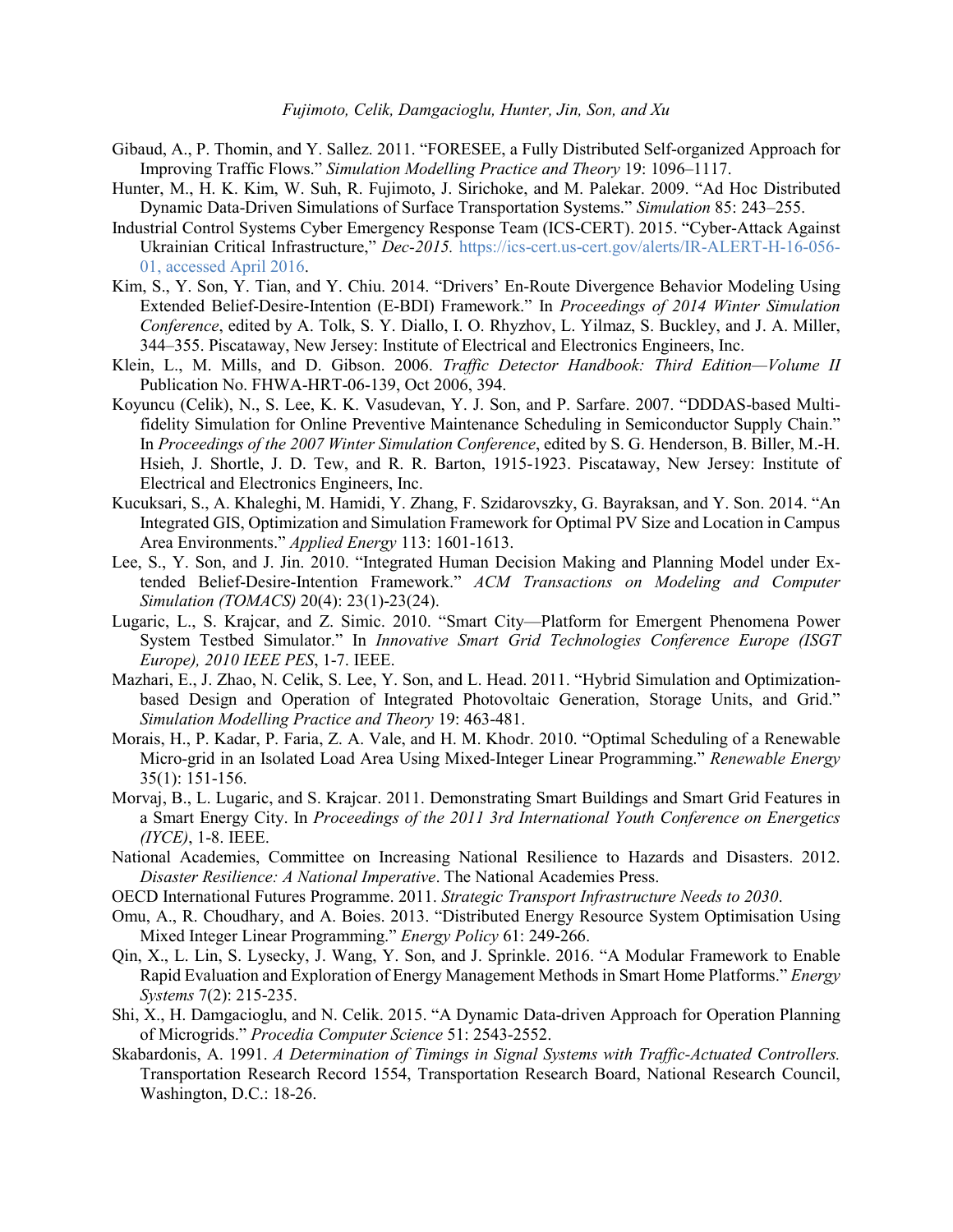Gibaud, A., P. Thomin, and Y. Sallez. 2011. "FORESEE, a Fully Distributed Self-organized Approach for Improving Traffic Flows." *Simulation Modelling Practice and Theory* 19: 1096–1117.

Hunter, M., H. K. Kim, W. Suh, R. Fujimoto, J. Sirichoke, and M. Palekar. 2009. "Ad Hoc Distributed Dynamic Data-Driven Simulations of Surface Transportation Systems." *Simulation* 85: 243–255.

Industrial Control Systems Cyber Emergency Response Team (ICS-CERT). 2015. "Cyber-Attack Against Ukrainian Critical Infrastructure," *Dec-2015.* https://ics-cert.us-cert.gov/alerts/IR-ALERT-H-16-056-01, accessed April 2016.

Kim, S., Y. Son, Y. Tian, and Y. Chiu. 2014. "Drivers' En-Route Divergence Behavior Modeling Using Extended Belief-Desire-Intention (E-BDI) Framework." In *Proceedings of 2014 Winter Simulation Conference*, edited by A. Tolk, S. Y. Diallo, I. O. Rhyzhov, L. Yilmaz, S. Buckley, and J. A. Miller, 344–355. Piscataway, New Jersey: Institute of Electrical and Electronics Engineers, Inc.

Klein, L., M. Mills, and D. Gibson. 2006. *Traffic Detector Handbook: Third Edition—Volume II* Publication No. FHWA-HRT-06-139, Oct 2006, 394.

Koyuncu (Celik), N., S. Lee, K. K. Vasudevan, Y. J. Son, and P. Sarfare. 2007. "DDDAS-based Multi-fidelity Simulation for Online Preventive Maintenance Scheduling in Semiconductor Supply Chain." In *Proceedings of the 2007 Winter Simulation Conference*, edited by S. G. Henderson, B. Biller, M.-H. Hsieh, J. Shortle, J. D. Tew, and R. R. Barton, 1915-1923. Piscataway, New Jersey: Institute of Electrical and Electronics Engineers, Inc.

Kucuksari, S., A. Khaleghi, M. Hamidi, Y. Zhang, F. Szidarovszky, G. Bayraksan, and Y. Son. 2014. "An Integrated GIS, Optimization and Simulation Framework for Optimal PV Size and Location in Campus Area Environments." *Applied Energy* 113: 1601-1613.

Lee, S., Y. Son, and J. Jin. 2010. "Integrated Human Decision Making and Planning Model under Extended Belief-Desire-Intention Framework." *ACM Transactions on Modeling and Computer Simulation (TOMACS)* 20(4): 23(1)-23(24).

Lugaric, L., S. Krajcar, and Z. Simic. 2010. "Smart City—Platform for Emergent Phenomena Power System Testbed Simulator." In *Innovative Smart Grid Technologies Conference Europe (ISGT Europe), 2010 IEEE PES*, 1-7. IEEE.

Mazhari, E., J. Zhao, N. Celik, S. Lee, Y. Son, and L. Head. 2011. "Hybrid Simulation and Optimization-based Design and Operation of Integrated Photovoltaic Generation, Storage Units, and Grid." *Simulation Modelling Practice and Theory* 19: 463-481.

Morais, H., P. Kadar, P. Faria, Z. A. Vale, and H. M. Khodr. 2010. "Optimal Scheduling of a Renewable Micro-grid in an Isolated Load Area Using Mixed-Integer Linear Programming." *Renewable Energy* 35(1): 151-156.

Morvaj, B., L. Lugaric, and S. Krajcar. 2011. Demonstrating Smart Buildings and Smart Grid Features in a Smart Energy City. In *Proceedings of the 2011 3rd International Youth Conference on Energetics (IYCE)*, 1-8. IEEE.

National Academies, Committee on Increasing National Resilience to Hazards and Disasters. 2012. *Disaster Resilience: A National Imperative*. The National Academies Press.

OECD International Futures Programme. 2011. *Strategic Transport Infrastructure Needs to 2030*.

Omu, A., R. Choudhary, and A. Boies. 2013. "Distributed Energy Resource System Optimisation Using Mixed Integer Linear Programming." *Energy Policy* 61: 249-266.

Qin, X., L. Lin, S. Lysecky, J. Wang, Y. Son, and J. Sprinkle. 2016. "A Modular Framework to Enable Rapid Evaluation and Exploration of Energy Management Methods in Smart Home Platforms." *Energy Systems* 7(2): 215-235.

Shi, X., H. Damgacioglu, and N. Celik. 2015. "A Dynamic Data-driven Approach for Operation Planning of Microgrids." *Procedia Computer Science* 51: 2543-2552.

Skabardonis, A. 1991. *A Determination of Timings in Signal Systems with Traffic-Actuated Controllers.* Transportation Research Record 1554, Transportation Research Board, National Research Council, Washington, D.C.: 18-26.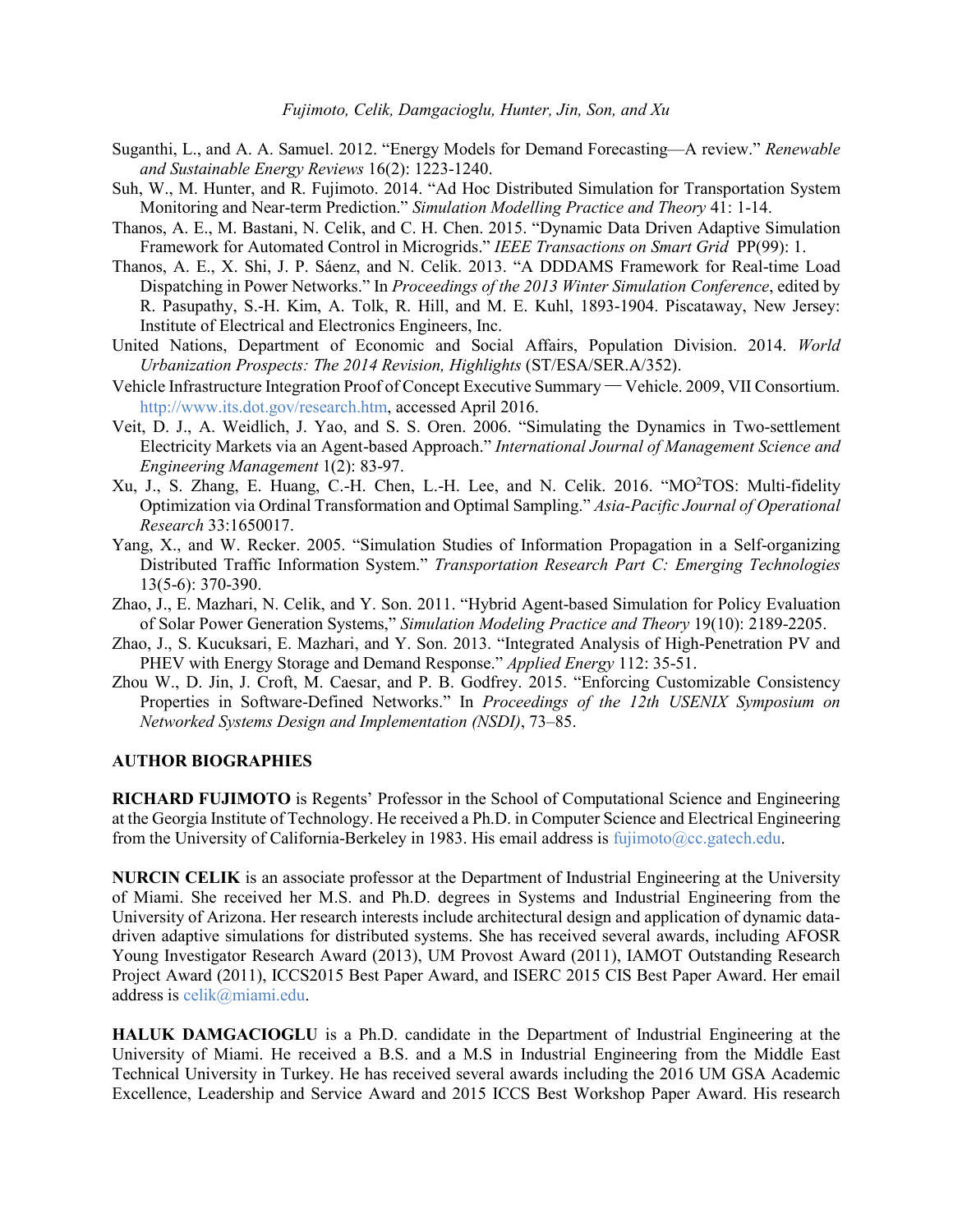Suganthi, L., and A. A. Samuel. 2012. "Energy Models for Demand Forecasting—A review." *Renewable and Sustainable Energy Reviews* 16(2): 1223-1240.

Suh, W., M. Hunter, and R. Fujimoto. 2014. "Ad Hoc Distributed Simulation for Transportation System Monitoring and Near-term Prediction." *Simulation Modelling Practice and Theory* 41: 1-14.

Thanos, A. E., M. Bastani, N. Celik, and C. H. Chen. 2015. "Dynamic Data Driven Adaptive Simulation Framework for Automated Control in Microgrids." *IEEE Transactions on Smart Grid* PP(99): 1.

Thanos, A. E., X. Shi, J. P. Sáenz, and N. Celik. 2013. "A DDDAMS Framework for Real-time Load Dispatching in Power Networks." In *Proceedings of the 2013 Winter Simulation Conference*, edited by R. Pasupathy, S.-H. Kim, A. Tolk, R. Hill, and M. E. Kuhl, 1893-1904. Piscataway, New Jersey: Institute of Electrical and Electronics Engineers, Inc.

United Nations, Department of Economic and Social Affairs, Population Division. 2014. *World Urbanization Prospects: The 2014 Revision, Highlights* (ST/ESA/SER.A/352).

Vehicle Infrastructure Integration Proof of Concept Executive Summary — Vehicle. 2009, VII Consortium. http://www.its.dot.gov/research.htm, accessed April 2016.

Veit, D. J., A. Weidlich, J. Yao, and S. S. Oren. 2006. "Simulating the Dynamics in Two-settlement Electricity Markets via an Agent-based Approach." *International Journal of Management Science and Engineering Management* 1(2): 83-97.

Xu, J., S. Zhang, E. Huang, C.-H. Chen, L.-H. Lee, and N. Celik. 2016. "MO$^2$TOS: Multi-fidelity Optimization via Ordinal Transformation and Optimal Sampling." *Asia-Pacific Journal of Operational Research* 33:1650017.

Yang, X., and W. Recker. 2005. "Simulation Studies of Information Propagation in a Self-organizing Distributed Traffic Information System." *Transportation Research Part C: Emerging Technologies* 13(5-6): 370-390.

Zhao, J., E. Mazhari, N. Celik, and Y. Son. 2011. "Hybrid Agent-based Simulation for Policy Evaluation of Solar Power Generation Systems," *Simulation Modeling Practice and Theory* 19(10): 2189-2205.

Zhao, J., S. Kucuksari, E. Mazhari, and Y. Son. 2013. "Integrated Analysis of High-Penetration PV and PHEV with Energy Storage and Demand Response." *Applied Energy* 112: 35-51.

Zhou W., D. Jin, J. Croft, M. Caesar, and P. B. Godfrey. 2015. "Enforcing Customizable Consistency Properties in Software-Defined Networks." In *Proceedings of the 12th USENIX Symposium on Networked Systems Design and Implementation (NSDI)*, 73–85.

## AUTHOR BIOGRAPHIES

**RICHARD FUJIMOTO** is Regents' Professor in the School of Computational Science and Engineering at the Georgia Institute of Technology. He received a Ph.D. in Computer Science and Electrical Engineering from the University of California-Berkeley in 1983. His email address is fujimoto@cc.gatech.edu.

**NURCIN CELIK** is an associate professor at the Department of Industrial Engineering at the University of Miami. She received her M.S. and Ph.D. degrees in Systems and Industrial Engineering from the University of Arizona. Her research interests include architectural design and application of dynamic data-driven adaptive simulations for distributed systems. She has received several awards, including AFOSR Young Investigator Research Award (2013), UM Provost Award (2011), IAMOT Outstanding Research Project Award (2011), ICCS2015 Best Paper Award, and ISERC 2015 CIS Best Paper Award. Her email address is celik@miami.edu.

**HALUK DAMGACIOGLU** is a Ph.D. candidate in the Department of Industrial Engineering at the University of Miami. He received a B.S. and a M.S in Industrial Engineering from the Middle East Technical University in Turkey. He has received several awards including the 2016 UM GSA Academic Excellence, Leadership and Service Award and 2015 ICCS Best Workshop Paper Award. His research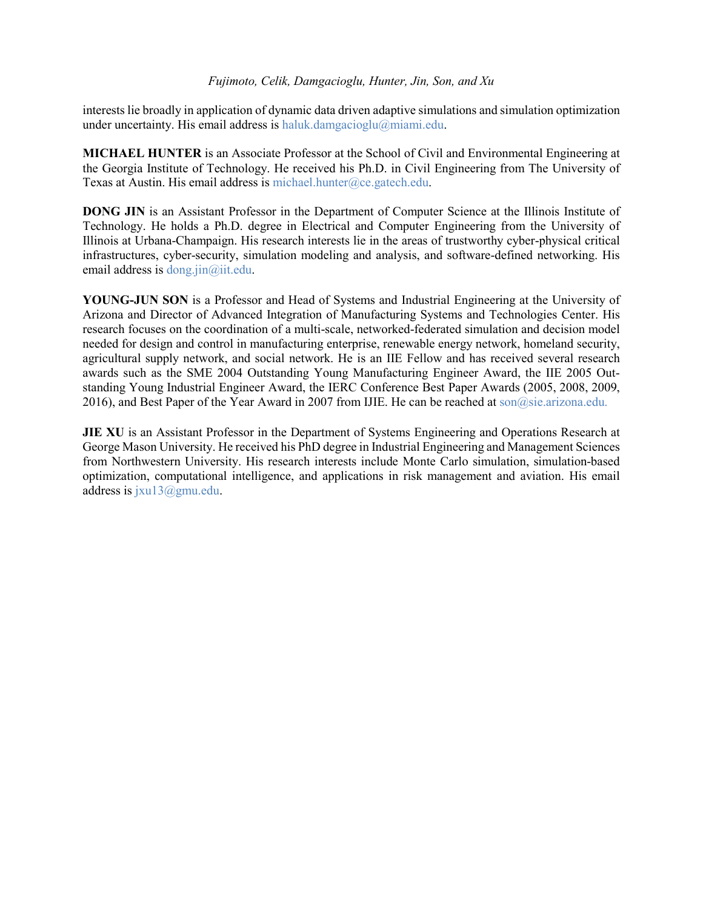interests lie broadly in application of dynamic data driven adaptive simulations and simulation optimization under uncertainty. His email address is haluk.damgacioglu@miami.edu.

**MICHAEL HUNTER** is an Associate Professor at the School of Civil and Environmental Engineering at the Georgia Institute of Technology. He received his Ph.D. in Civil Engineering from The University of Texas at Austin. His email address is michael.hunter@ce.gatech.edu.

**DONG JIN** is an Assistant Professor in the Department of Computer Science at the Illinois Institute of Technology. He holds a Ph.D. degree in Electrical and Computer Engineering from the University of Illinois at Urbana-Champaign. His research interests lie in the areas of trustworthy cyber-physical critical infrastructures, cyber-security, simulation modeling and analysis, and software-defined networking. His email address is dong.jin@iit.edu.

**YOUNG-JUN SON** is a Professor and Head of Systems and Industrial Engineering at the University of Arizona and Director of Advanced Integration of Manufacturing Systems and Technologies Center. His research focuses on the coordination of a multi-scale, networked-federated simulation and decision model needed for design and control in manufacturing enterprise, renewable energy network, homeland security, agricultural supply network, and social network. He is an IIE Fellow and has received several research awards such as the SME 2004 Outstanding Young Manufacturing Engineer Award, the IIE 2005 Outstanding Young Industrial Engineer Award, the IERC Conference Best Paper Awards (2005, 2008, 2009, 2016), and Best Paper of the Year Award in 2007 from IJIE. He can be reached at son@sie.arizona.edu.

**JIE XU** is an Assistant Professor in the Department of Systems Engineering and Operations Research at George Mason University. He received his PhD degree in Industrial Engineering and Management Sciences from Northwestern University. His research interests include Monte Carlo simulation, simulation-based optimization, computational intelligence, and applications in risk management and aviation. His email address is jxu13@gmu.edu.